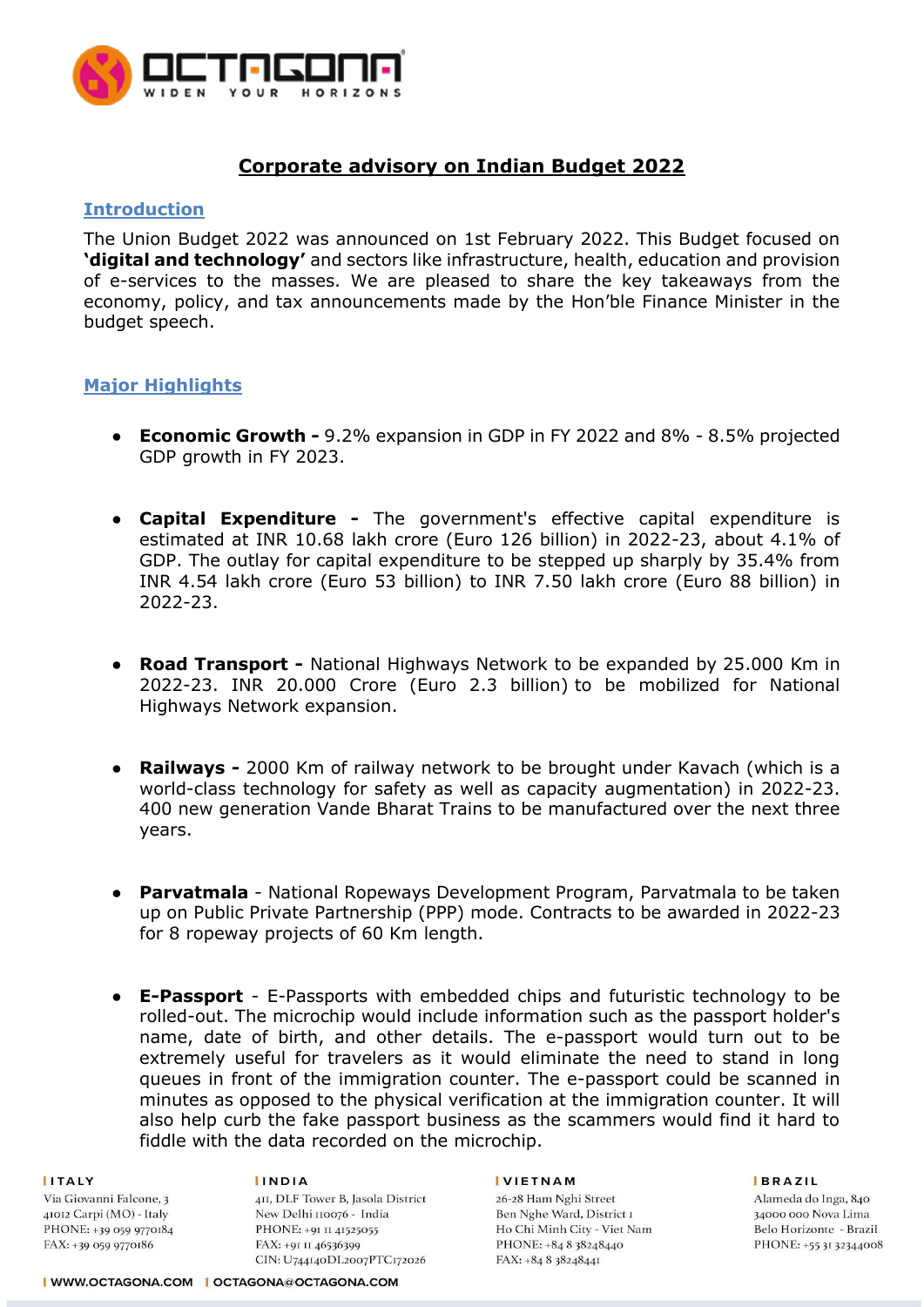# Corporate advisory on Indian Budget 2022

## Introduction

The Union Budget 2022 was announced on 1st February 2022. This Budget focused on **'digital and technology'** and sectors like infrastructure, health, education and provision of e-services to the masses. We are pleased to share the key takeaways from the economy, policy, and tax announcements made by the Hon'ble Finance Minister in the budget speech.

## Major Highlights

- **Economic Growth -** 9.2% expansion in GDP in FY 2022 and 8% - 8.5% projected GDP growth in FY 2023.

- **Capital Expenditure -** The government's effective capital expenditure is estimated at INR 10.68 lakh crore (Euro 126 billion) in 2022-23, about 4.1% of GDP. The outlay for capital expenditure to be stepped up sharply by 35.4% from INR 4.54 lakh crore (Euro 53 billion) to INR 7.50 lakh crore (Euro 88 billion) in 2022-23.

- **Road Transport -** National Highways Network to be expanded by 25.000 Km in 2022-23. INR 20.000 Crore (Euro 2.3 billion) to be mobilized for National Highways Network expansion.

- **Railways -** 2000 Km of railway network to be brought under Kavach (which is a world-class technology for safety as well as capacity augmentation) in 2022-23. 400 new generation Vande Bharat Trains to be manufactured over the next three years.

- **Parvatmala** - National Ropeways Development Program, Parvatmala to be taken up on Public Private Partnership (PPP) mode. Contracts to be awarded in 2022-23 for 8 ropeway projects of 60 Km length.

- **E-Passport** - E-Passports with embedded chips and futuristic technology to be rolled-out. The microchip would include information such as the passport holder's name, date of birth, and other details. The e-passport would turn out to be extremely useful for travelers as it would eliminate the need to stand in long queues in front of the immigration counter. The e-passport could be scanned in minutes as opposed to the physical verification at the immigration counter. It will also help curb the fake passport business as the scammers would find it hard to fiddle with the data recorded on the microchip.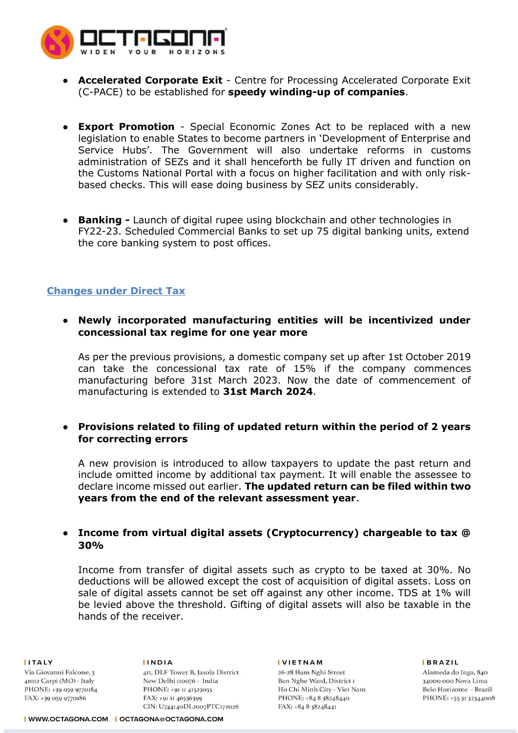- **Accelerated Corporate Exit** - Centre for Processing Accelerated Corporate Exit (C-PACE) to be established for **speedy winding-up of companies**.

- **Export Promotion** - Special Economic Zones Act to be replaced with a new legislation to enable States to become partners in 'Development of Enterprise and Service Hubs'. The Government will also undertake reforms in customs administration of SEZs and it shall henceforth be fully IT driven and function on the Customs National Portal with a focus on higher facilitation and with only risk-based checks. This will ease doing business by SEZ units considerably.

- **Banking -** Launch of digital rupee using blockchain and other technologies in FY22-23. Scheduled Commercial Banks to set up 75 digital banking units, extend the core banking system to post offices.

## Changes under Direct Tax

- **Newly incorporated manufacturing entities will be incentivized under concessional tax regime for one year more**

  As per the previous provisions, a domestic company set up after 1st October 2019 can take the concessional tax rate of 15% if the company commences manufacturing before 31st March 2023. Now the date of commencement of manufacturing is extended to **31st March 2024**.

- **Provisions related to filing of updated return within the period of 2 years for correcting errors**

  A new provision is introduced to allow taxpayers to update the past return and include omitted income by additional tax payment. It will enable the assessee to declare income missed out earlier. **The updated return can be filed within two years from the end of the relevant assessment year**.

- **Income from virtual digital assets (Cryptocurrency) chargeable to tax @ 30%**

  Income from transfer of digital assets such as crypto to be taxed at 30%. No deductions will be allowed except the cost of acquisition of digital assets. Loss on sale of digital assets cannot be set off against any other income. TDS at 1% will be levied above the threshold. Gifting of digital assets will also be taxable in the hands of the receiver.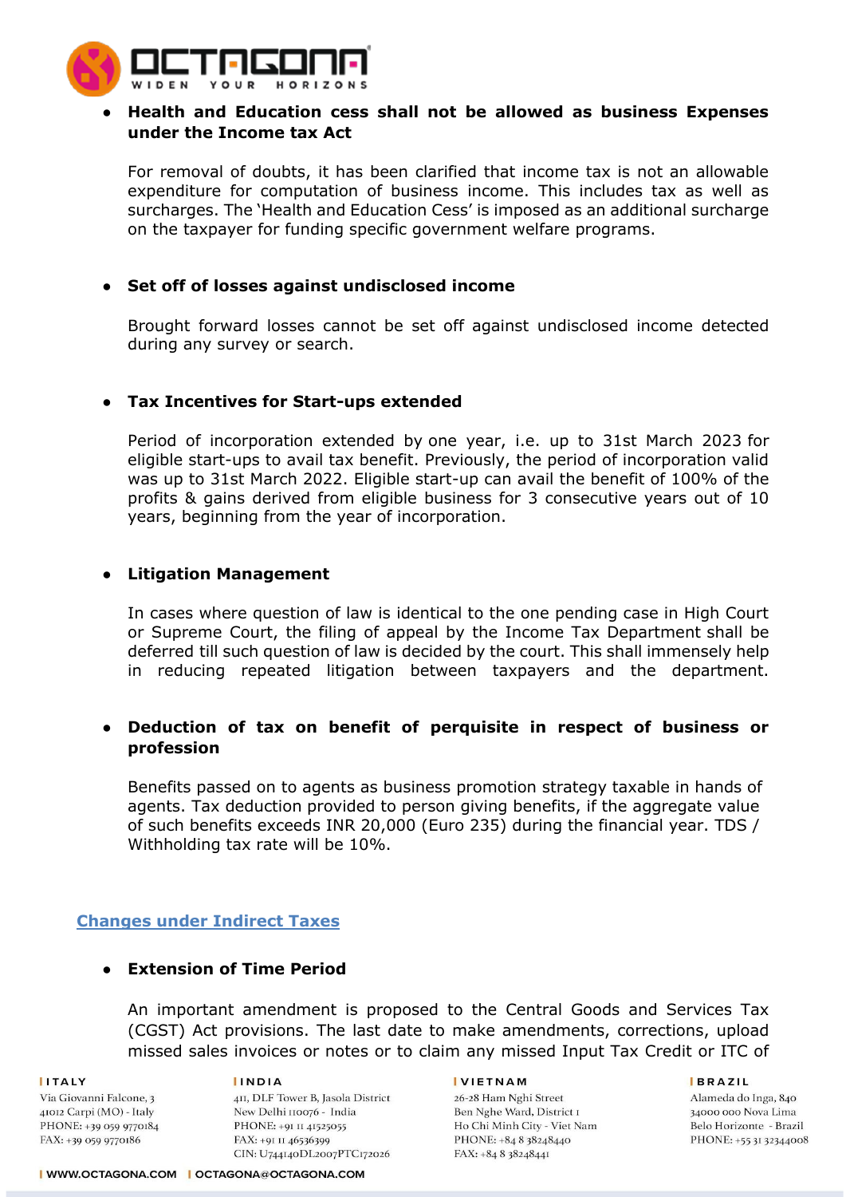- **Health and Education cess shall not be allowed as business Expenses under the Income tax Act**

  For removal of doubts, it has been clarified that income tax is not an allowable expenditure for computation of business income. This includes tax as well as surcharges. The 'Health and Education Cess' is imposed as an additional surcharge on the taxpayer for funding specific government welfare programs.

- **Set off of losses against undisclosed income**

  Brought forward losses cannot be set off against undisclosed income detected during any survey or search.

- **Tax Incentives for Start-ups extended**

  Period of incorporation extended by one year, i.e. up to 31st March 2023 for eligible start-ups to avail tax benefit. Previously, the period of incorporation valid was up to 31st March 2022. Eligible start-up can avail the benefit of 100% of the profits & gains derived from eligible business for 3 consecutive years out of 10 years, beginning from the year of incorporation.

- **Litigation Management**

  In cases where question of law is identical to the one pending case in High Court or Supreme Court, the filing of appeal by the Income Tax Department shall be deferred till such question of law is decided by the court. This shall immensely help in reducing repeated litigation between taxpayers and the department.

- **Deduction of tax on benefit of perquisite in respect of business or profession**

  Benefits passed on to agents as business promotion strategy taxable in hands of agents. Tax deduction provided to person giving benefits, if the aggregate value of such benefits exceeds INR 20,000 (Euro 235) during the financial year. TDS / Withholding tax rate will be 10%.

## Changes under Indirect Taxes

- **Extension of Time Period**

  An important amendment is proposed to the Central Goods and Services Tax (CGST) Act provisions. The last date to make amendments, corrections, upload missed sales invoices or notes or to claim any missed Input Tax Credit or ITC of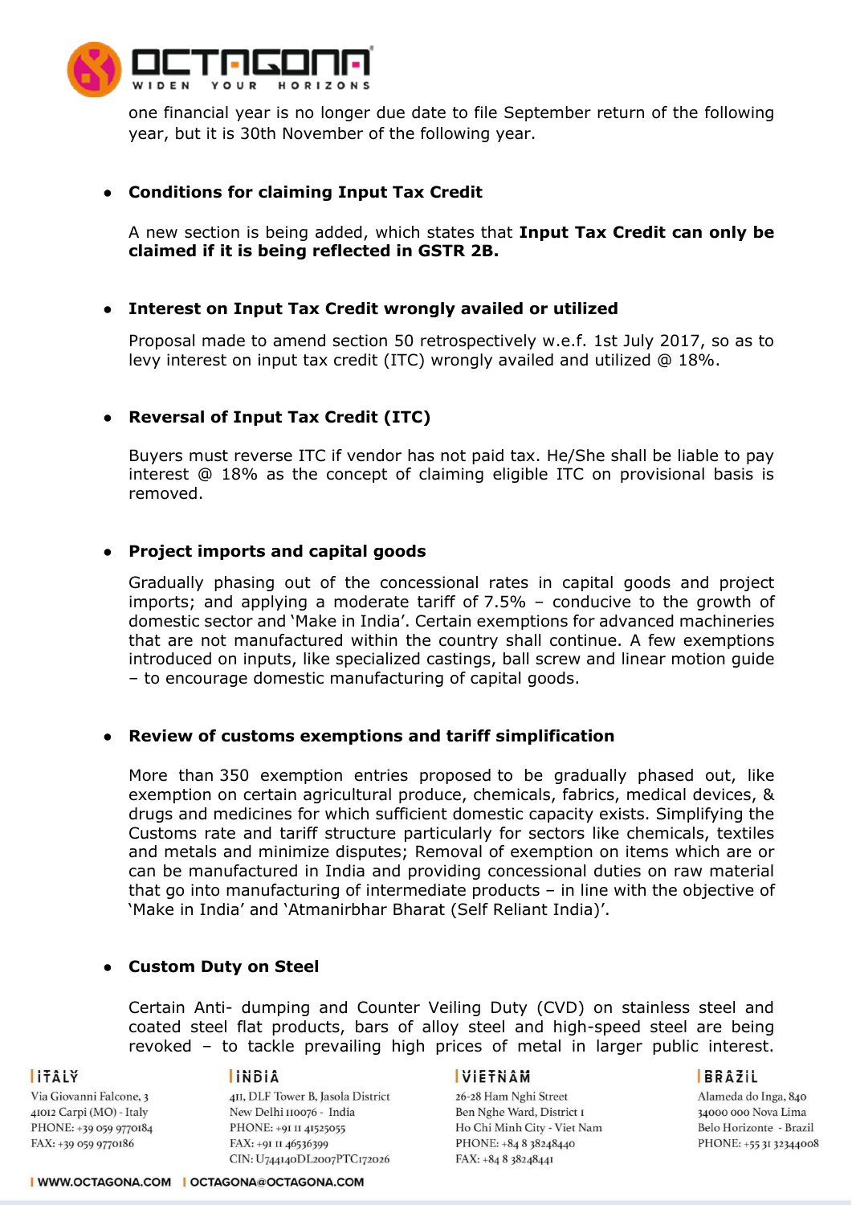one financial year is no longer due date to file September return of the following year, but it is 30th November of the following year.

- **Conditions for claiming Input Tax Credit**

  A new section is being added, which states that **Input Tax Credit can only be claimed if it is being reflected in GSTR 2B.**

- **Interest on Input Tax Credit wrongly availed or utilized**

  Proposal made to amend section 50 retrospectively w.e.f. 1st July 2017, so as to levy interest on input tax credit (ITC) wrongly availed and utilized @ 18%.

- **Reversal of Input Tax Credit (ITC)**

  Buyers must reverse ITC if vendor has not paid tax. He/She shall be liable to pay interest @ 18% as the concept of claiming eligible ITC on provisional basis is removed.

- **Project imports and capital goods**

  Gradually phasing out of the concessional rates in capital goods and project imports; and applying a moderate tariff of 7.5% – conducive to the growth of domestic sector and 'Make in India'. Certain exemptions for advanced machineries that are not manufactured within the country shall continue. A few exemptions introduced on inputs, like specialized castings, ball screw and linear motion guide – to encourage domestic manufacturing of capital goods.

- **Review of customs exemptions and tariff simplification**

  More than 350 exemption entries proposed to be gradually phased out, like exemption on certain agricultural produce, chemicals, fabrics, medical devices, & drugs and medicines for which sufficient domestic capacity exists. Simplifying the Customs rate and tariff structure particularly for sectors like chemicals, textiles and metals and minimize disputes; Removal of exemption on items which are or can be manufactured in India and providing concessional duties on raw material that go into manufacturing of intermediate products – in line with the objective of 'Make in India' and 'Atmanirbhar Bharat (Self Reliant India)'.

- **Custom Duty on Steel**

  Certain Anti- dumping and Counter Veiling Duty (CVD) on stainless steel and coated steel flat products, bars of alloy steel and high-speed steel are being revoked – to tackle prevailing high prices of metal in larger public interest.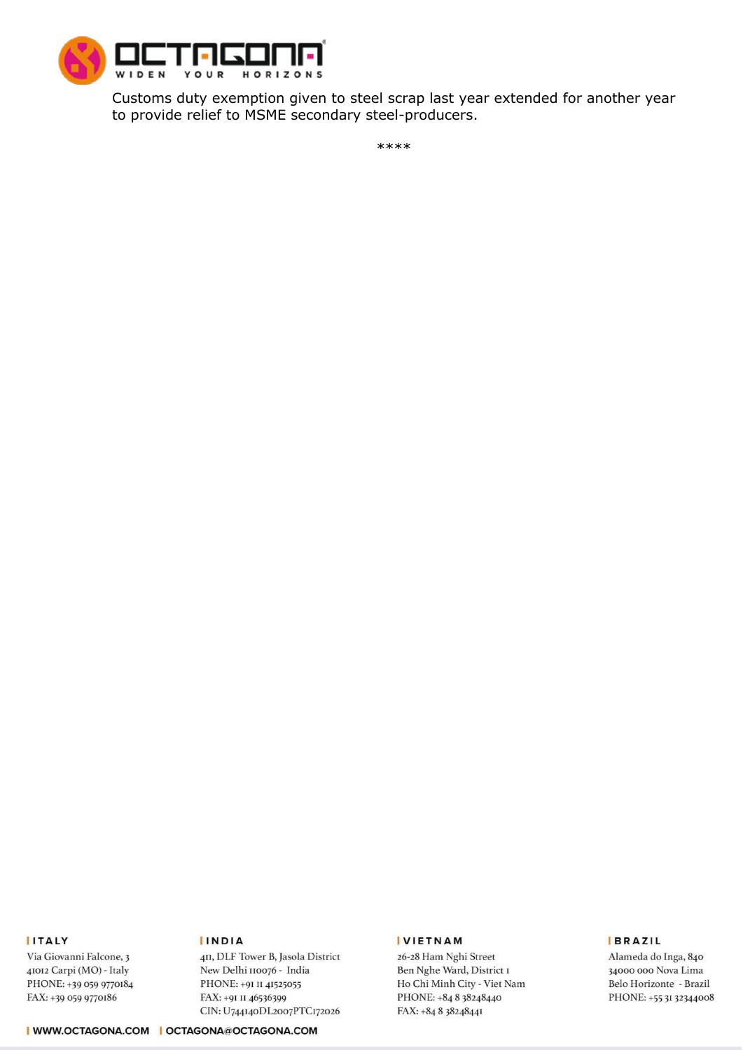Customs duty exemption given to steel scrap last year extended for another year to provide relief to MSME secondary steel-producers.

****